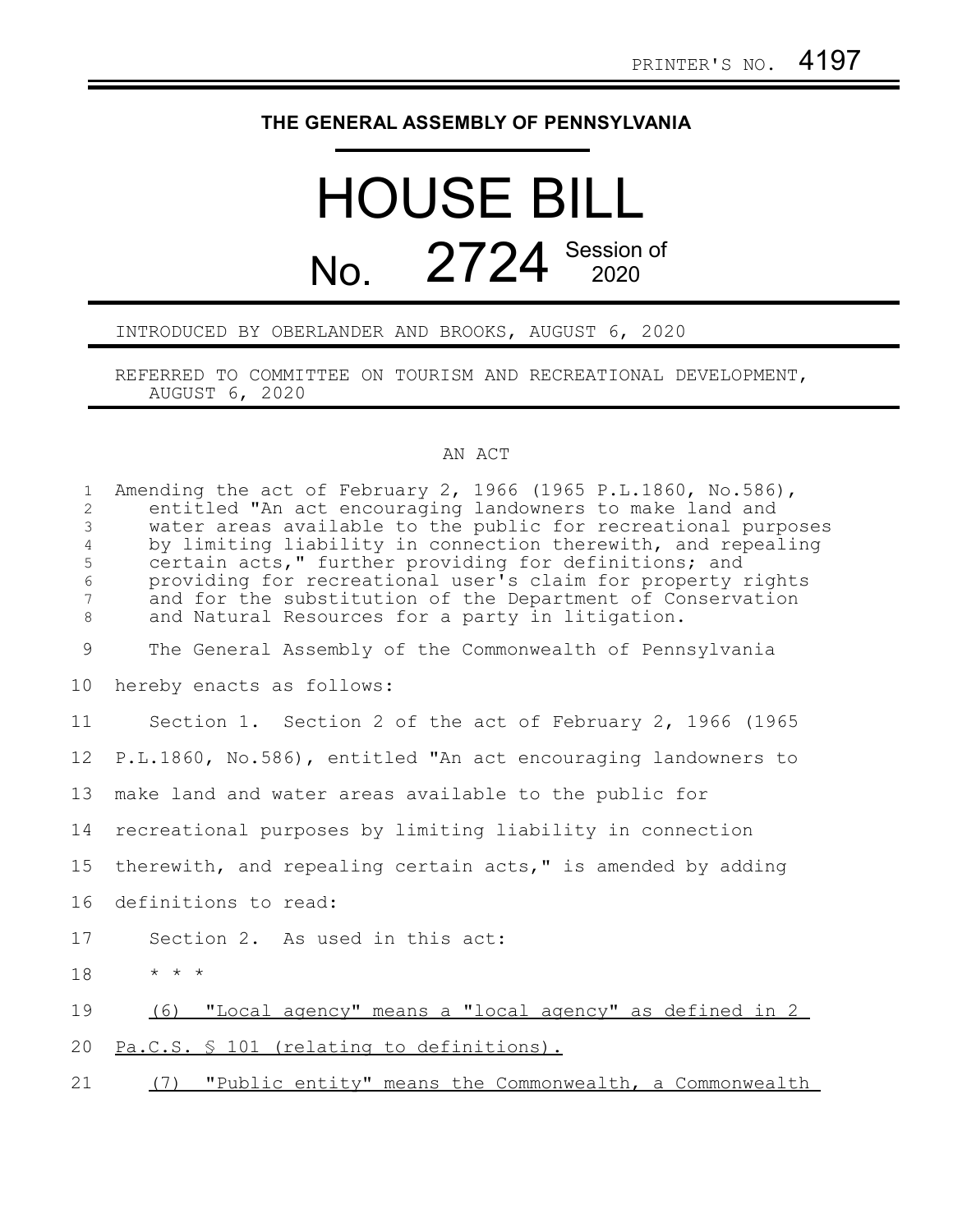PRINTER'S NO. 4197

**THE GENERAL ASSEMBLY OF PENNSYLVANIA**

# HOUSE BILL

# No. 2724 Session of 2020

INTRODUCED BY OBERLANDER AND BROOKS, AUGUST 6, 2020

REFERRED TO COMMITTEE ON TOURISM AND RECREATIONAL DEVELOPMENT, AUGUST 6, 2020

AN ACT

Amending the act of February 2, 1966 (1965 P.L.1860, No.586), entitled "An act encouraging landowners to make land and water areas available to the public for recreational purposes by limiting liability in connection therewith, and repealing certain acts," further providing for definitions; and providing for recreational user's claim for property rights and for the substitution of the Department of Conservation and Natural Resources for a party in litigation.

The General Assembly of the Commonwealth of Pennsylvania hereby enacts as follows:

Section 1. Section 2 of the act of February 2, 1966 (1965 P.L.1860, No.586), entitled "An act encouraging landowners to make land and water areas available to the public for recreational purposes by limiting liability in connection therewith, and repealing certain acts," is amended by adding definitions to read:

Section 2. As used in this act:

* * *

(6) "Local agency" means a "local agency" as defined in 2 Pa.C.S. § 101 (relating to definitions).

(7) "Public entity" means the Commonwealth, a Commonwealth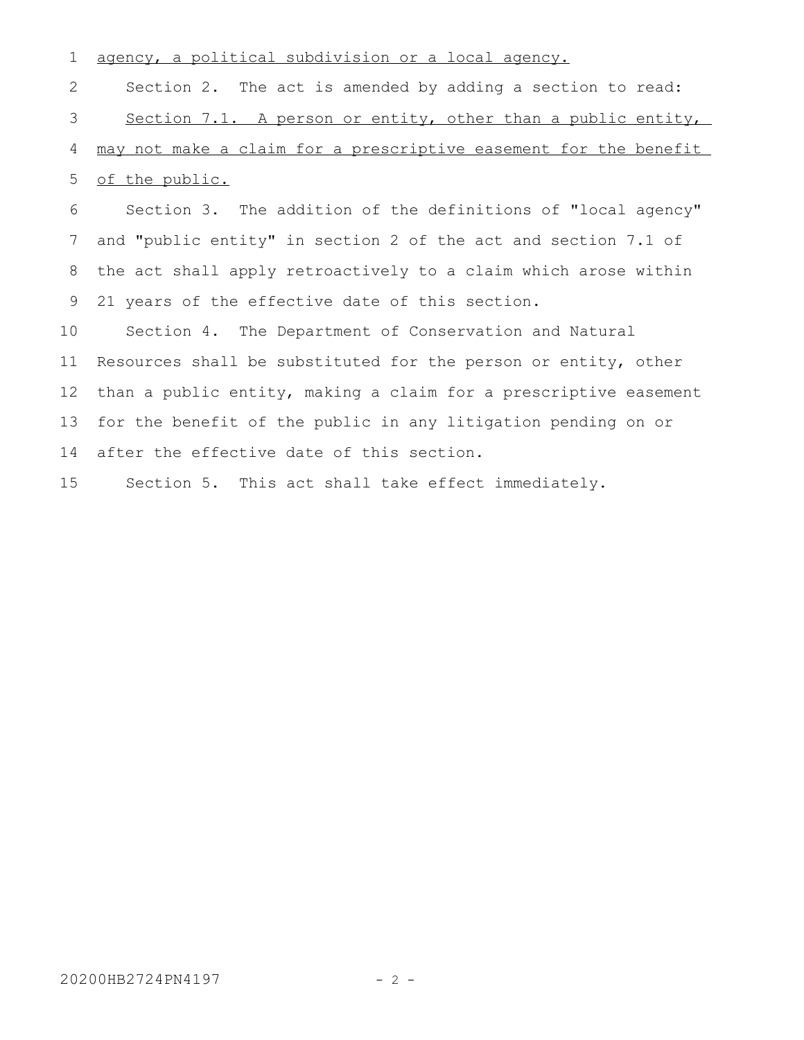agency, a political subdivision or a local agency.

Section 2. The act is amended by adding a section to read:

Section 7.1. A person or entity, other than a public entity, may not make a claim for a prescriptive easement for the benefit of the public.

Section 3. The addition of the definitions of "local agency" and "public entity" in section 2 of the act and section 7.1 of the act shall apply retroactively to a claim which arose within 21 years of the effective date of this section.

Section 4. The Department of Conservation and Natural Resources shall be substituted for the person or entity, other than a public entity, making a claim for a prescriptive easement for the benefit of the public in any litigation pending on or after the effective date of this section.

Section 5. This act shall take effect immediately.